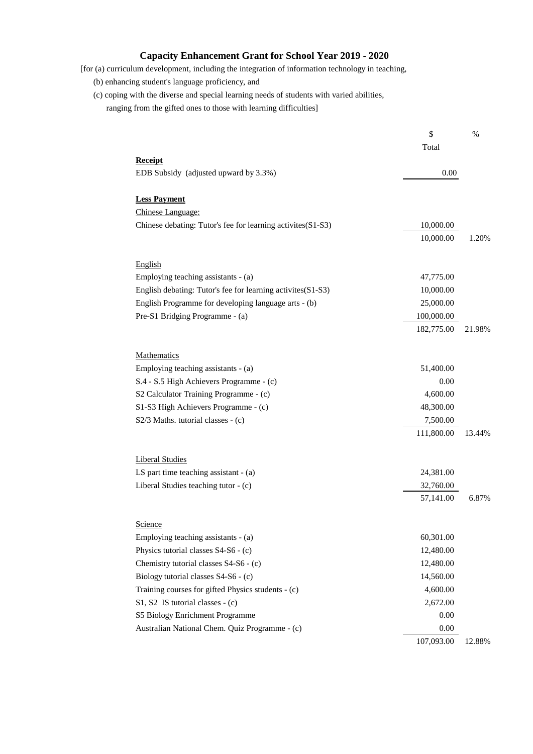# Capacity Enhancement Grant for School Year 2019 - 2020

[for (a) curriculum development, including the integration of information technology in teaching,
(b) enhancing student's language proficiency, and
(c) coping with the diverse and special learning needs of students with varied abilities, ranging from the gifted ones to those with learning difficulties]

| | $ | % |
|---|---|---|
| | Total | |
| **Receipt** | | |
| EDB Subsidy (adjusted upward by 3.3%) | 0.00 | |
| | | |
| **Less Payment** | | |
| Chinese Language: | | |
| Chinese debating: Tutor's fee for learning activites(S1-S3) | 10,000.00 | |
| | 10,000.00 | 1.20% |
| | | |
| English | | |
| Employing teaching assistants - (a) | 47,775.00 | |
| English debating: Tutor's fee for learning activites(S1-S3) | 10,000.00 | |
| English Programme for developing language arts - (b) | 25,000.00 | |
| Pre-S1 Bridging Programme - (a) | 100,000.00 | |
| | 182,775.00 | 21.98% |
| | | |
| Mathematics | | |
| Employing teaching assistants - (a) | 51,400.00 | |
| S.4 - S.5 High Achievers Programme - (c) | 0.00 | |
| S2 Calculator Training Programme - (c) | 4,600.00 | |
| S1-S3 High Achievers Programme - (c) | 48,300.00 | |
| S2/3 Maths. tutorial classes - (c) | 7,500.00 | |
| | 111,800.00 | 13.44% |
| | | |
| Liberal Studies | | |
| LS part time teaching assistant - (a) | 24,381.00 | |
| Liberal Studies teaching tutor - (c) | 32,760.00 | |
| | 57,141.00 | 6.87% |
| | | |
| Science | | |
| Employing teaching assistants - (a) | 60,301.00 | |
| Physics tutorial classes S4-S6 - (c) | 12,480.00 | |
| Chemistry tutorial classes S4-S6 - (c) | 12,480.00 | |
| Biology tutorial classes S4-S6 - (c) | 14,560.00 | |
| Training courses for gifted Physics students - (c) | 4,600.00 | |
| S1, S2 IS tutorial classes - (c) | 2,672.00 | |
| S5 Biology Enrichment Programme | 0.00 | |
| Australian National Chem. Quiz Programme - (c) | 0.00 | |
| | 107,093.00 | 12.88% |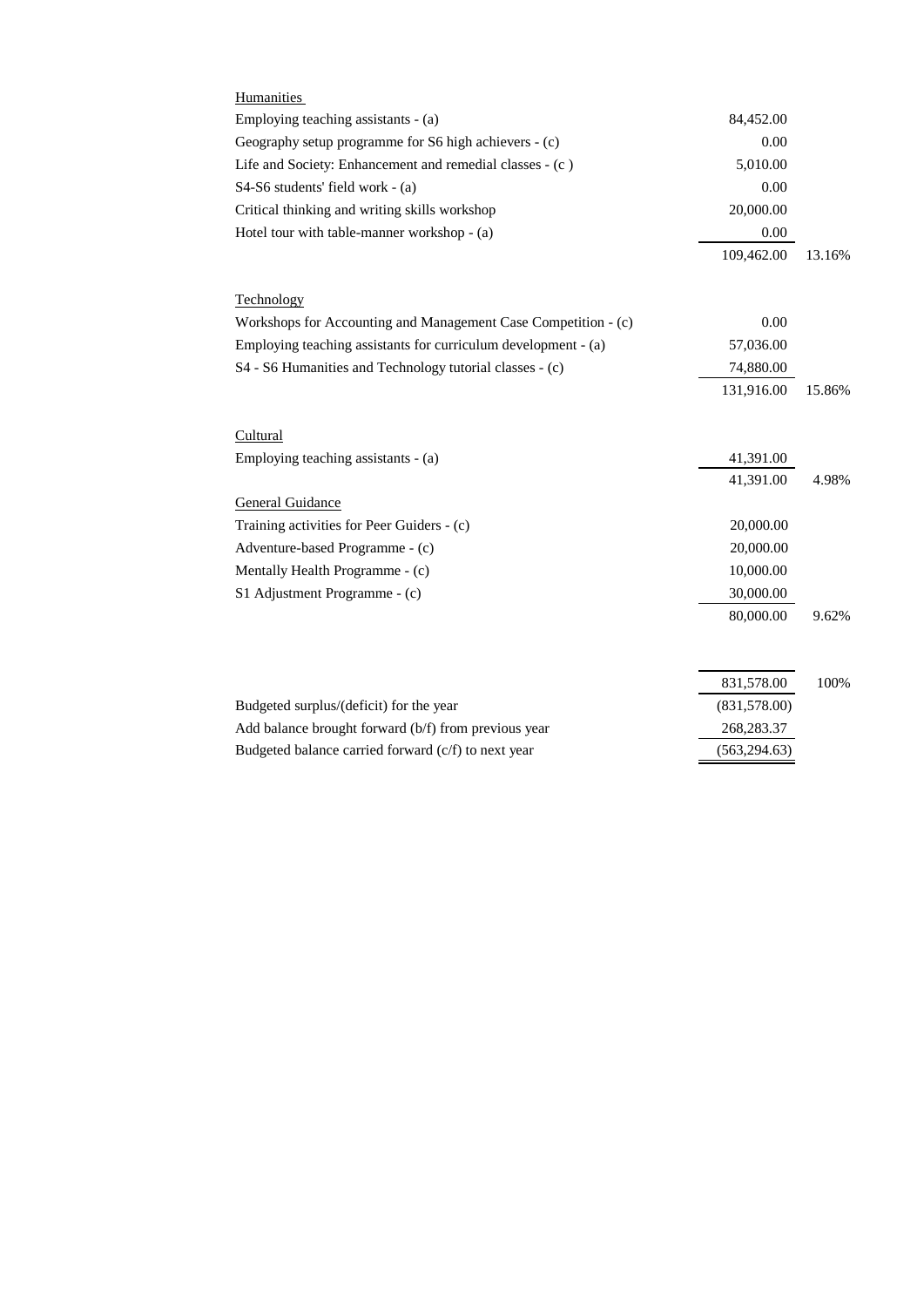| | | |
|---|---|---|
| Humanities | | |
| Employing teaching assistants - (a) | 84,452.00 | |
| Geography setup programme for S6 high achievers - (c) | 0.00 | |
| Life and Society: Enhancement and remedial classes - (c ) | 5,010.00 | |
| S4-S6 students' field work - (a) | 0.00 | |
| Critical thinking and writing skills workshop | 20,000.00 | |
| Hotel tour with table-manner workshop - (a) | 0.00 | |
| | 109,462.00 | 13.16% |
| Technology | | |
| Workshops for Accounting and Management Case Competition - (c) | 0.00 | |
| Employing teaching assistants for curriculum development - (a) | 57,036.00 | |
| S4 - S6 Humanities and Technology tutorial classes - (c) | 74,880.00 | |
| | 131,916.00 | 15.86% |
| Cultural | | |
| Employing teaching assistants - (a) | 41,391.00 | |
| | 41,391.00 | 4.98% |
| General Guidance | | |
| Training activities for Peer Guiders - (c) | 20,000.00 | |
| Adventure-based Programme - (c) | 20,000.00 | |
| Mentally Health Programme - (c) | 10,000.00 | |
| S1 Adjustment Programme - (c) | 30,000.00 | |
| | 80,000.00 | 9.62% |
| | 831,578.00 | 100% |
| Budgeted surplus/(deficit) for the year | (831,578.00) | |
| Add balance brought forward (b/f) from previous year | 268,283.37 | |
| Budgeted balance carried forward (c/f) to next year | (563,294.63) | |